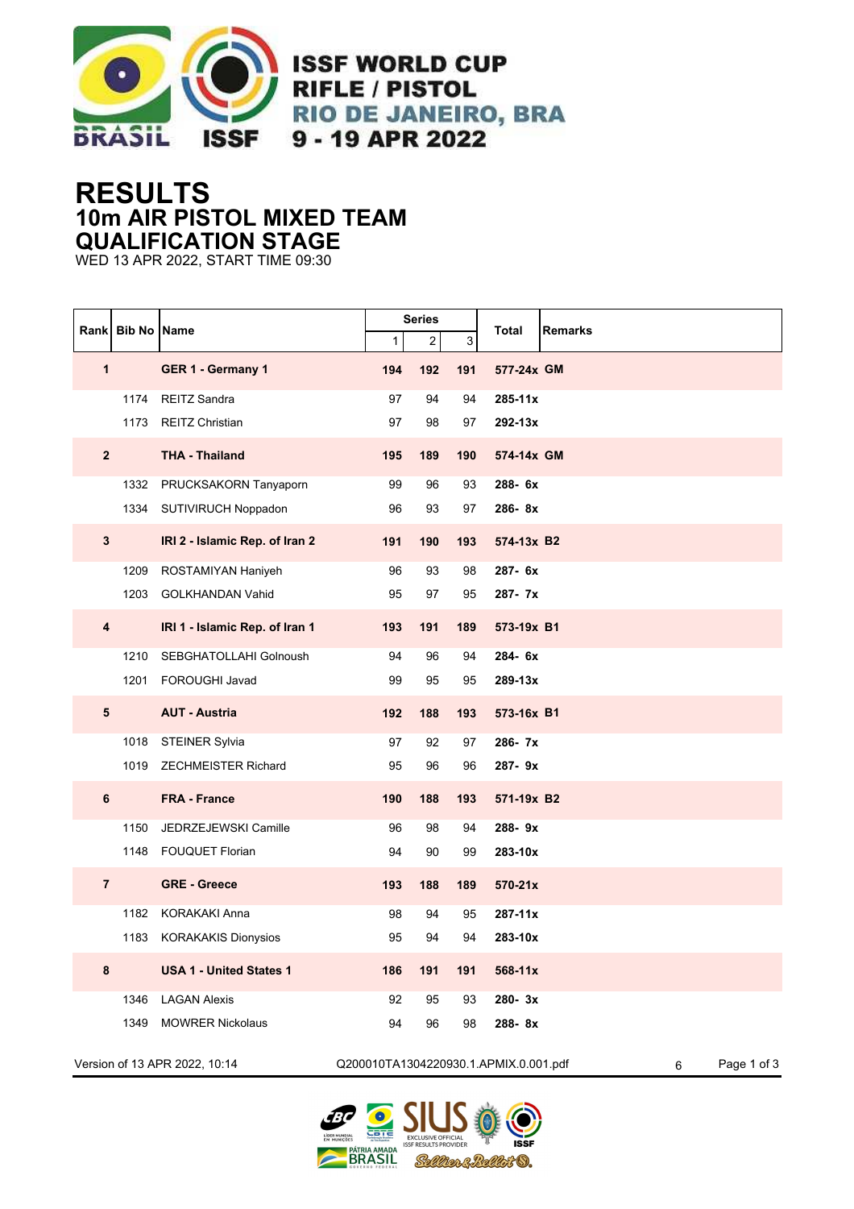ISSF WORLD CUP
RIFLE / PISTOL
RIO DE JANEIRO, BRA
9 - 19 APR 2022

# RESULTS
## 10m AIR PISTOL MIXED TEAM
## QUALIFICATION STAGE

WED 13 APR 2022, START TIME 09:30

| Rank | Bib No | Name | Series 1 | Series 2 | Series 3 | Total | Remarks |
|---|---|---|---|---|---|---|---|
| **1** | | **GER 1 - Germany 1** | **194** | **192** | **191** | **577-24x** | **GM** |
| | 1174 | REITZ Sandra | 97 | 94 | 94 | **285-11x** | |
| | 1173 | REITZ Christian | 97 | 98 | 97 | **292-13x** | |
| **2** | | **THA - Thailand** | **195** | **189** | **190** | **574-14x** | **GM** |
| | 1332 | PRUCKSAKORN Tanyaporn | 99 | 96 | 93 | **288- 6x** | |
| | 1334 | SUTIVIRUCH Noppadon | 96 | 93 | 97 | **286- 8x** | |
| **3** | | **IRI 2 - Islamic Rep. of Iran 2** | **191** | **190** | **193** | **574-13x** | **B2** |
| | 1209 | ROSTAMIYAN Haniyeh | 96 | 93 | 98 | **287- 6x** | |
| | 1203 | GOLKHANDAN Vahid | 95 | 97 | 95 | **287- 7x** | |
| **4** | | **IRI 1 - Islamic Rep. of Iran 1** | **193** | **191** | **189** | **573-19x** | **B1** |
| | 1210 | SEBGHATOLLAHI Golnoush | 94 | 96 | 94 | **284- 6x** | |
| | 1201 | FOROUGHI Javad | 99 | 95 | 95 | **289-13x** | |
| **5** | | **AUT - Austria** | **192** | **188** | **193** | **573-16x** | **B1** |
| | 1018 | STEINER Sylvia | 97 | 92 | 97 | **286- 7x** | |
| | 1019 | ZECHMEISTER Richard | 95 | 96 | 96 | **287- 9x** | |
| **6** | | **FRA - France** | **190** | **188** | **193** | **571-19x** | **B2** |
| | 1150 | JEDRZEJEWSKI Camille | 96 | 98 | 94 | **288- 9x** | |
| | 1148 | FOUQUET Florian | 94 | 90 | 99 | **283-10x** | |
| **7** | | **GRE - Greece** | **193** | **188** | **189** | **570-21x** | |
| | 1182 | KORAKAKI Anna | 98 | 94 | 95 | **287-11x** | |
| | 1183 | KORAKAKIS Dionysios | 95 | 94 | 94 | **283-10x** | |
| **8** | | **USA 1 - United States 1** | **186** | **191** | **191** | **568-11x** | |
| | 1346 | LAGAN Alexis | 92 | 95 | 93 | **280- 3x** | |
| | 1349 | MOWRER Nickolaus | 94 | 96 | 98 | **288- 8x** | |

Version of 13 APR 2022, 10:14 Q200010TA1304220930.1.APMIX.0.001.pdf 6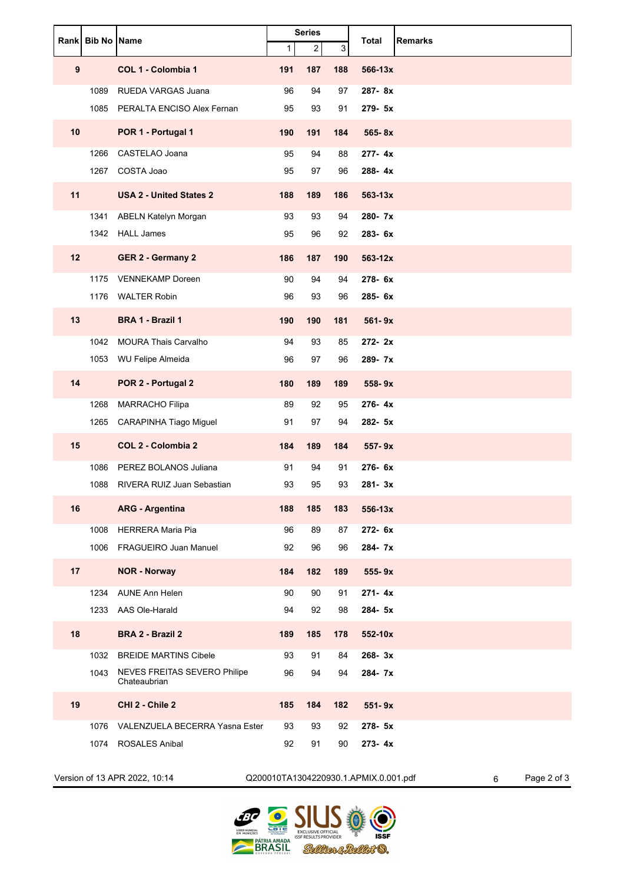| Rank | Bib No | Name | Series 1 | Series 2 | Series 3 | Total | Remarks |
|---|---|---|---|---|---|---|---|
| **9** | | **COL 1 - Colombia 1** | **191** | **187** | **188** | **566-13x** | |
| | 1089 | RUEDA VARGAS Juana | 96 | 94 | 97 | **287- 8x** | |
| | 1085 | PERALTA ENCISO Alex Fernan | 95 | 93 | 91 | **279- 5x** | |
| **10** | | **POR 1 - Portugal 1** | **190** | **191** | **184** | **565- 8x** | |
| | 1266 | CASTELAO Joana | 95 | 94 | 88 | **277- 4x** | |
| | 1267 | COSTA Joao | 95 | 97 | 96 | **288- 4x** | |
| **11** | | **USA 2 - United States 2** | **188** | **189** | **186** | **563-13x** | |
| | 1341 | ABELN Katelyn Morgan | 93 | 93 | 94 | **280- 7x** | |
| | 1342 | HALL James | 95 | 96 | 92 | **283- 6x** | |
| **12** | | **GER 2 - Germany 2** | **186** | **187** | **190** | **563-12x** | |
| | 1175 | VENNEKAMP Doreen | 90 | 94 | 94 | **278- 6x** | |
| | 1176 | WALTER Robin | 96 | 93 | 96 | **285- 6x** | |
| **13** | | **BRA 1 - Brazil 1** | **190** | **190** | **181** | **561- 9x** | |
| | 1042 | MOURA Thais Carvalho | 94 | 93 | 85 | **272- 2x** | |
| | 1053 | WU Felipe Almeida | 96 | 97 | 96 | **289- 7x** | |
| **14** | | **POR 2 - Portugal 2** | **180** | **189** | **189** | **558- 9x** | |
| | 1268 | MARRACHO Filipa | 89 | 92 | 95 | **276- 4x** | |
| | 1265 | CARAPINHA Tiago Miguel | 91 | 97 | 94 | **282- 5x** | |
| **15** | | **COL 2 - Colombia 2** | **184** | **189** | **184** | **557- 9x** | |
| | 1086 | PEREZ BOLANOS Juliana | 91 | 94 | 91 | **276- 6x** | |
| | 1088 | RIVERA RUIZ Juan Sebastian | 93 | 95 | 93 | **281- 3x** | |
| **16** | | **ARG - Argentina** | **188** | **185** | **183** | **556-13x** | |
| | 1008 | HERRERA Maria Pia | 96 | 89 | 87 | **272- 6x** | |
| | 1006 | FRAGUEIRO Juan Manuel | 92 | 96 | 96 | **284- 7x** | |
| **17** | | **NOR - Norway** | **184** | **182** | **189** | **555- 9x** | |
| | 1234 | AUNE Ann Helen | 90 | 90 | 91 | **271- 4x** | |
| | 1233 | AAS Ole-Harald | 94 | 92 | 98 | **284- 5x** | |
| **18** | | **BRA 2 - Brazil 2** | **189** | **185** | **178** | **552-10x** | |
| | 1032 | BREIDE MARTINS Cibele | 93 | 91 | 84 | **268- 3x** | |
| | 1043 | NEVES FREITAS SEVERO Philipe Chateaubrian | 96 | 94 | 94 | **284- 7x** | |
| **19** | | **CHI 2 - Chile 2** | **185** | **184** | **182** | **551- 9x** | |
| | 1076 | VALENZUELA BECERRA Yasna Ester | 93 | 93 | 92 | **278- 5x** | |
| | 1074 | ROSALES Anibal | 92 | 91 | 90 | **273- 4x** | |

Version of 13 APR 2022, 10:14 Q200010TA1304220930.1.APMIX.0.001.pdf 6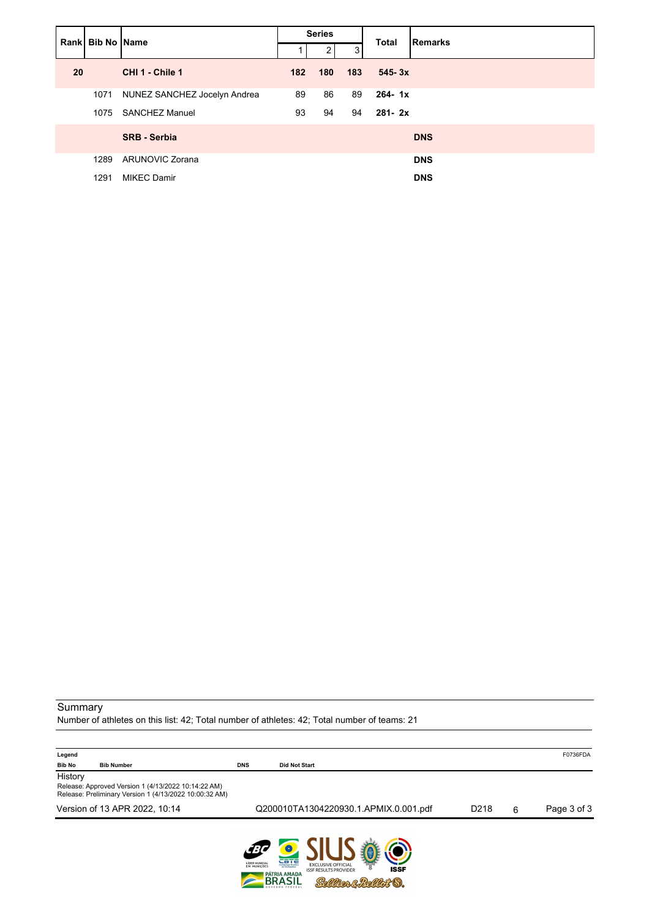| Rank | Bib No | Name | Series 1 | Series 2 | Series 3 | Total | Remarks |
|---|---|---|---|---|---|---|---|
| **20** | | **CHI 1 - Chile 1** | **182** | **180** | **183** | **545- 3x** | |
| | 1071 | NUNEZ SANCHEZ Jocelyn Andrea | 89 | 86 | 89 | **264- 1x** | |
| | 1075 | SANCHEZ Manuel | 93 | 94 | 94 | **281- 2x** | |
| | | **SRB - Serbia** | | | | | **DNS** |
| | 1289 | ARUNOVIC Zorana | | | | | **DNS** |
| | 1291 | MIKEC Damir | | | | | **DNS** |

Summary

Number of athletes on this list: 42; Total number of athletes: 42; Total number of teams: 21

**Legend**

| | |
|---|---|
| **Bib No** | **Bib Number** |
| **DNS** | **Did Not Start** |

F0736FDA

History

Release: Approved Version 1 (4/13/2022 10:14:22 AM)

Release: Preliminary Version 1 (4/13/2022 10:00:32 AM)

Version of 13 APR 2022, 10:14 Q200010TA1304220930.1.APMIX.0.001.pdf D218 6